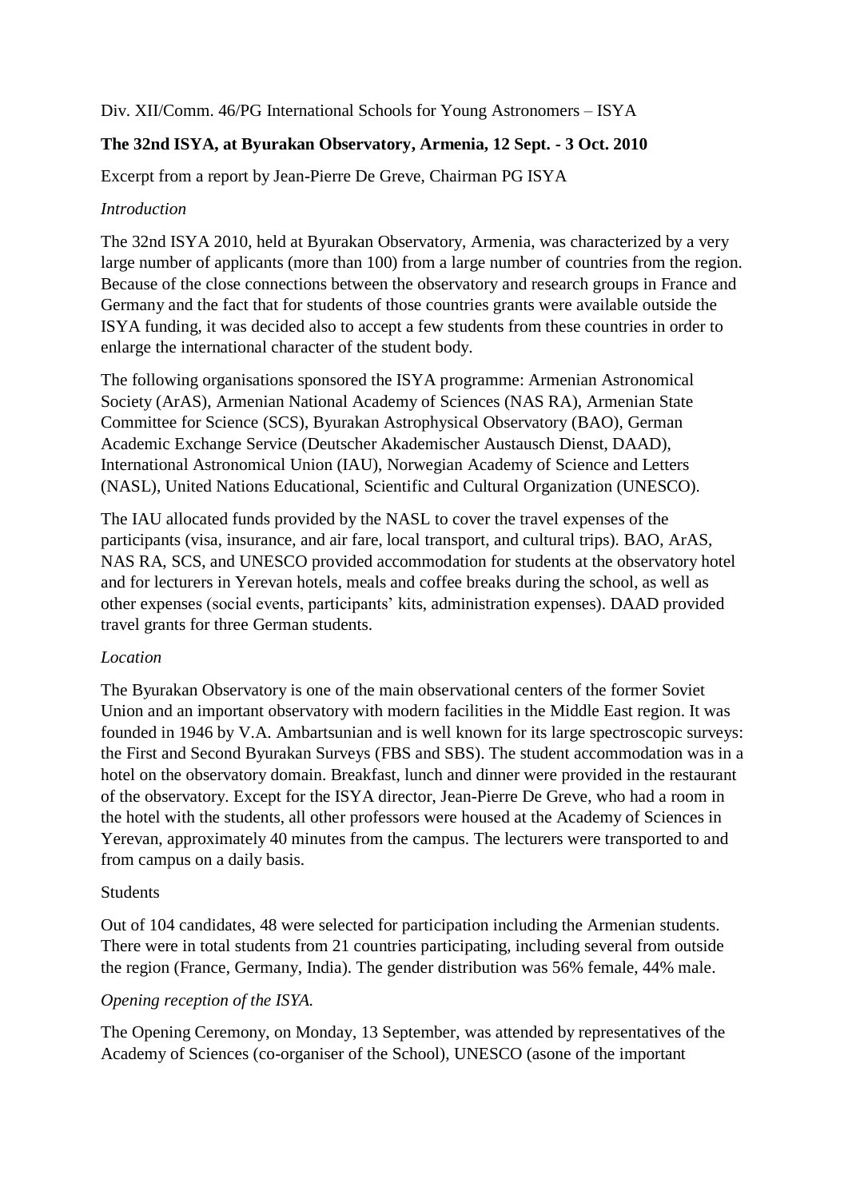Div. XII/Comm. 46/PG International Schools for Young Astronomers – ISYA

**The 32nd ISYA, at Byurakan Observatory, Armenia, 12 Sept. - 3 Oct. 2010**

Excerpt from a report by Jean-Pierre De Greve, Chairman PG ISYA

*Introduction*

The 32nd ISYA 2010, held at Byurakan Observatory, Armenia, was characterized by a very large number of applicants (more than 100) from a large number of countries from the region. Because of the close connections between the observatory and research groups in France and Germany and the fact that for students of those countries grants were available outside the ISYA funding, it was decided also to accept a few students from these countries in order to enlarge the international character of the student body.

The following organisations sponsored the ISYA programme: Armenian Astronomical Society (ArAS), Armenian National Academy of Sciences (NAS RA), Armenian State Committee for Science (SCS), Byurakan Astrophysical Observatory (BAO), German Academic Exchange Service (Deutscher Akademischer Austausch Dienst, DAAD), International Astronomical Union (IAU), Norwegian Academy of Science and Letters (NASL), United Nations Educational, Scientific and Cultural Organization (UNESCO).

The IAU allocated funds provided by the NASL to cover the travel expenses of the participants (visa, insurance, and air fare, local transport, and cultural trips). BAO, ArAS, NAS RA, SCS, and UNESCO provided accommodation for students at the observatory hotel and for lecturers in Yerevan hotels, meals and coffee breaks during the school, as well as other expenses (social events, participants' kits, administration expenses). DAAD provided travel grants for three German students.

*Location*

The Byurakan Observatory is one of the main observational centers of the former Soviet Union and an important observatory with modern facilities in the Middle East region. It was founded in 1946 by V.A. Ambartsunian and is well known for its large spectroscopic surveys: the First and Second Byurakan Surveys (FBS and SBS). The student accommodation was in a hotel on the observatory domain. Breakfast, lunch and dinner were provided in the restaurant of the observatory. Except for the ISYA director, Jean-Pierre De Greve, who had a room in the hotel with the students, all other professors were housed at the Academy of Sciences in Yerevan, approximately 40 minutes from the campus. The lecturers were transported to and from campus on a daily basis.

Students

Out of 104 candidates, 48 were selected for participation including the Armenian students. There were in total students from 21 countries participating, including several from outside the region (France, Germany, India). The gender distribution was 56% female, 44% male.

*Opening reception of the ISYA.*

The Opening Ceremony, on Monday, 13 September, was attended by representatives of the Academy of Sciences (co-organiser of the School), UNESCO (asone of the important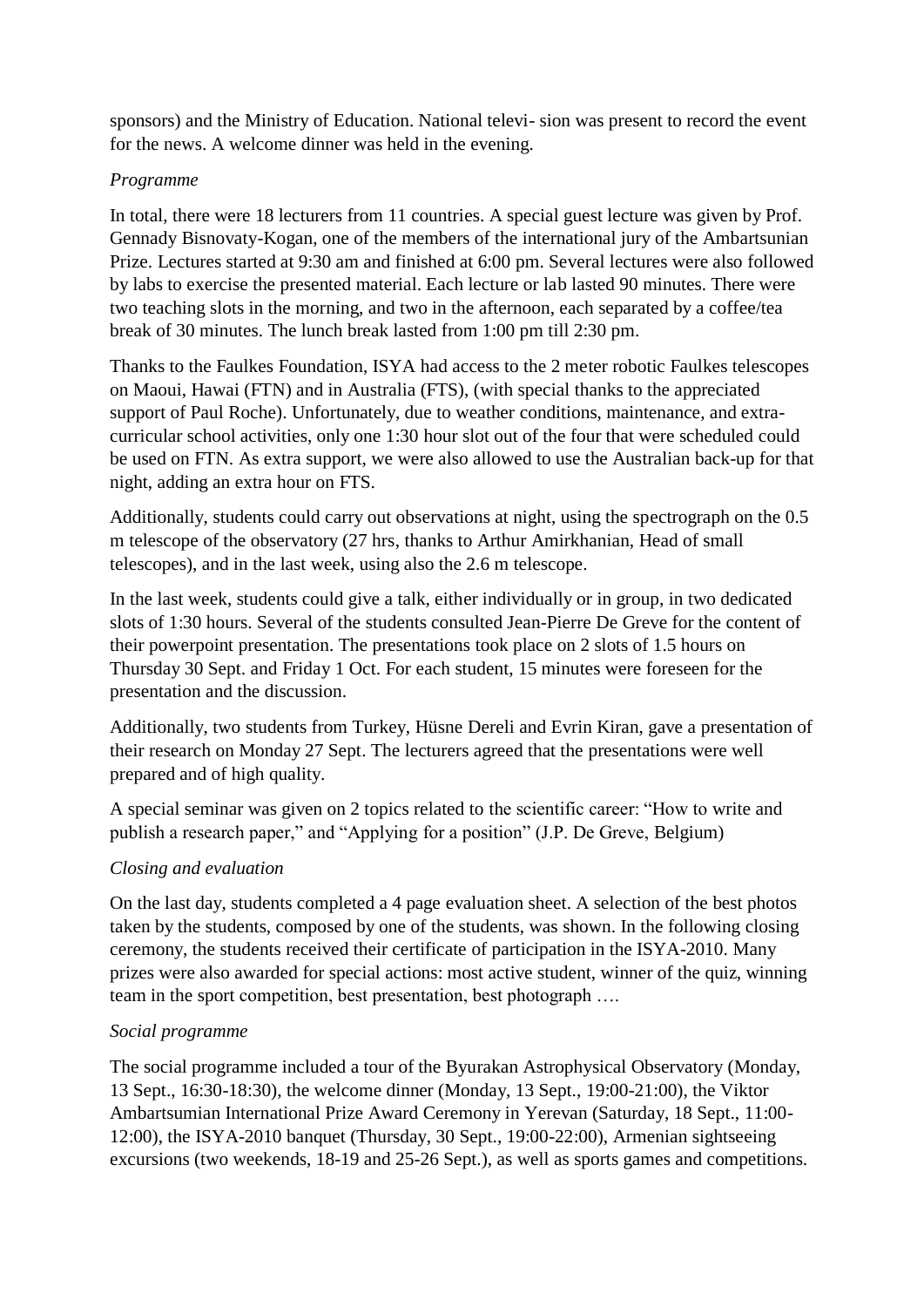sponsors) and the Ministry of Education. National televi- sion was present to record the event for the news. A welcome dinner was held in the evening.

*Programme*

In total, there were 18 lecturers from 11 countries. A special guest lecture was given by Prof. Gennady Bisnovaty-Kogan, one of the members of the international jury of the Ambartsunian Prize. Lectures started at 9:30 am and finished at 6:00 pm. Several lectures were also followed by labs to exercise the presented material. Each lecture or lab lasted 90 minutes. There were two teaching slots in the morning, and two in the afternoon, each separated by a coffee/tea break of 30 minutes. The lunch break lasted from 1:00 pm till 2:30 pm.

Thanks to the Faulkes Foundation, ISYA had access to the 2 meter robotic Faulkes telescopes on Maoui, Hawai (FTN) and in Australia (FTS), (with special thanks to the appreciated support of Paul Roche). Unfortunately, due to weather conditions, maintenance, and extra-curricular school activities, only one 1:30 hour slot out of the four that were scheduled could be used on FTN. As extra support, we were also allowed to use the Australian back-up for that night, adding an extra hour on FTS.

Additionally, students could carry out observations at night, using the spectrograph on the 0.5 m telescope of the observatory (27 hrs, thanks to Arthur Amirkhanian, Head of small telescopes), and in the last week, using also the 2.6 m telescope.

In the last week, students could give a talk, either individually or in group, in two dedicated slots of 1:30 hours. Several of the students consulted Jean-Pierre De Greve for the content of their powerpoint presentation. The presentations took place on 2 slots of 1.5 hours on Thursday 30 Sept. and Friday 1 Oct. For each student, 15 minutes were foreseen for the presentation and the discussion.

Additionally, two students from Turkey, Hüsne Dereli and Evrin Kiran, gave a presentation of their research on Monday 27 Sept. The lecturers agreed that the presentations were well prepared and of high quality.

A special seminar was given on 2 topics related to the scientific career: "How to write and publish a research paper," and "Applying for a position" (J.P. De Greve, Belgium)

*Closing and evaluation*

On the last day, students completed a 4 page evaluation sheet. A selection of the best photos taken by the students, composed by one of the students, was shown. In the following closing ceremony, the students received their certificate of participation in the ISYA-2010. Many prizes were also awarded for special actions: most active student, winner of the quiz, winning team in the sport competition, best presentation, best photograph ….

*Social programme*

The social programme included a tour of the Byurakan Astrophysical Observatory (Monday, 13 Sept., 16:30-18:30), the welcome dinner (Monday, 13 Sept., 19:00-21:00), the Viktor Ambartsumian International Prize Award Ceremony in Yerevan (Saturday, 18 Sept., 11:00-12:00), the ISYA-2010 banquet (Thursday, 30 Sept., 19:00-22:00), Armenian sightseeing excursions (two weekends, 18-19 and 25-26 Sept.), as well as sports games and competitions.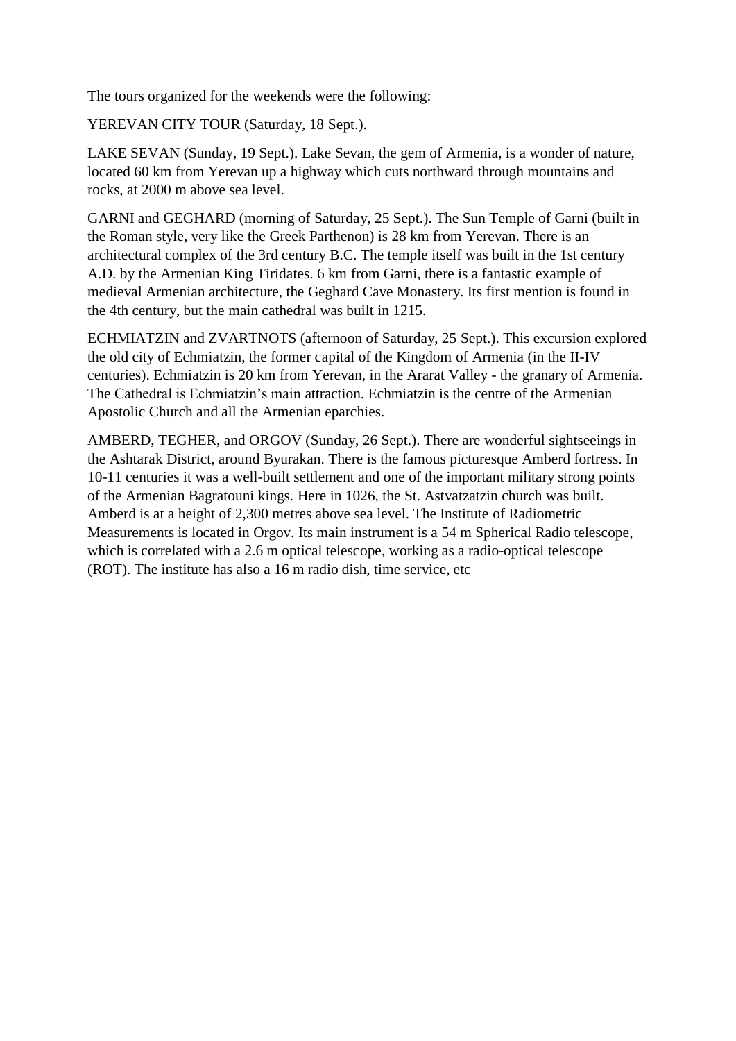The tours organized for the weekends were the following:

YEREVAN CITY TOUR (Saturday, 18 Sept.).

LAKE SEVAN (Sunday, 19 Sept.). Lake Sevan, the gem of Armenia, is a wonder of nature, located 60 km from Yerevan up a highway which cuts northward through mountains and rocks, at 2000 m above sea level.

GARNI and GEGHARD (morning of Saturday, 25 Sept.). The Sun Temple of Garni (built in the Roman style, very like the Greek Parthenon) is 28 km from Yerevan. There is an architectural complex of the 3rd century B.C. The temple itself was built in the 1st century A.D. by the Armenian King Tiridates. 6 km from Garni, there is a fantastic example of medieval Armenian architecture, the Geghard Cave Monastery. Its first mention is found in the 4th century, but the main cathedral was built in 1215.

ECHMIATZIN and ZVARTNOTS (afternoon of Saturday, 25 Sept.). This excursion explored the old city of Echmiatzin, the former capital of the Kingdom of Armenia (in the II-IV centuries). Echmiatzin is 20 km from Yerevan, in the Ararat Valley - the granary of Armenia. The Cathedral is Echmiatzin's main attraction. Echmiatzin is the centre of the Armenian Apostolic Church and all the Armenian eparchies.

AMBERD, TEGHER, and ORGOV (Sunday, 26 Sept.). There are wonderful sightseeings in the Ashtarak District, around Byurakan. There is the famous picturesque Amberd fortress. In 10-11 centuries it was a well-built settlement and one of the important military strong points of the Armenian Bagratouni kings. Here in 1026, the St. Astvatzatzin church was built. Amberd is at a height of 2,300 metres above sea level. The Institute of Radiometric Measurements is located in Orgov. Its main instrument is a 54 m Spherical Radio telescope, which is correlated with a 2.6 m optical telescope, working as a radio-optical telescope (ROT). The institute has also a 16 m radio dish, time service, etc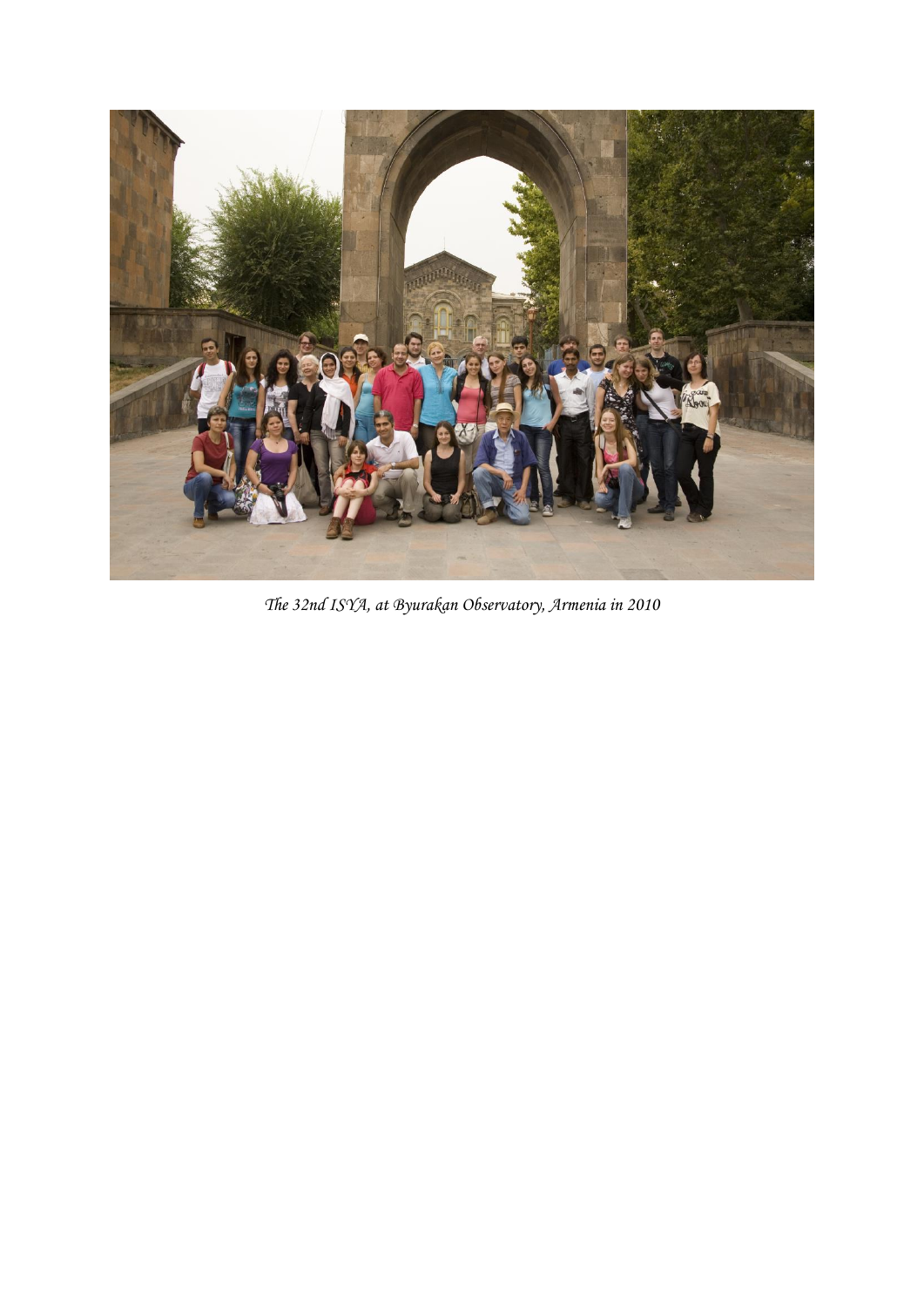*The 32nd ISYA, at Byurakan Observatory, Armenia in 2010*